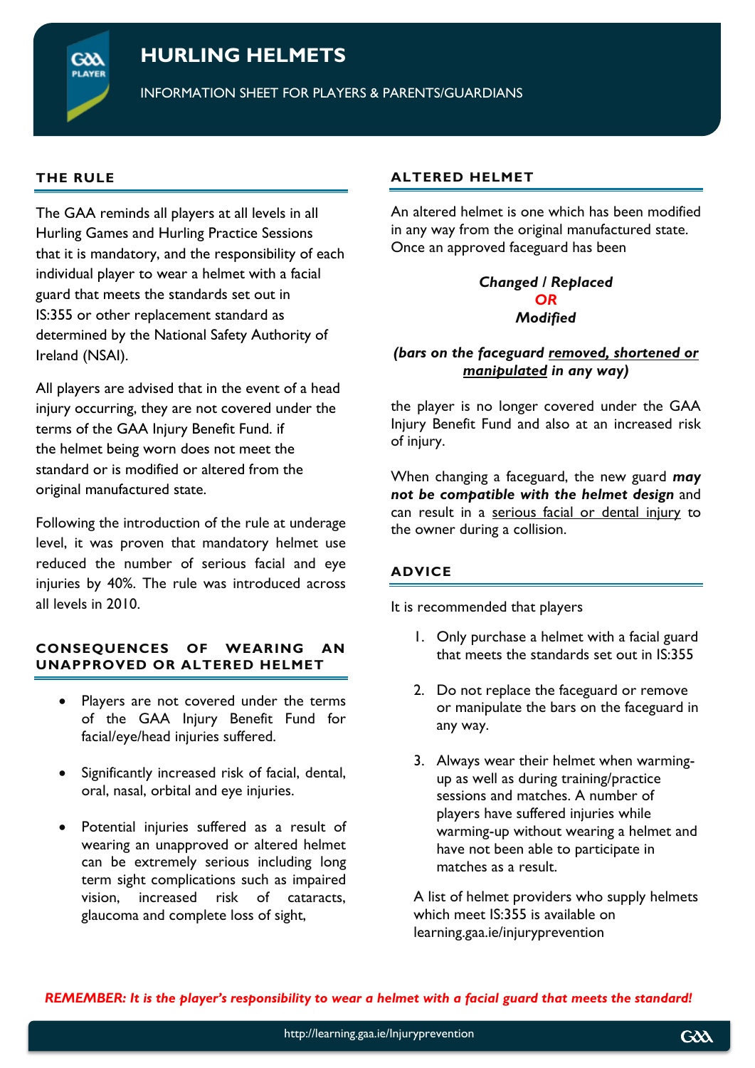# HURLING HELMETS

INFORMATION SHEET FOR PLAYERS & PARENTS/GUARDIANS

## THE RULE

The GAA reminds all players at all levels in all Hurling Games and Hurling Practice Sessions that it is mandatory, and the responsibility of each individual player to wear a helmet with a facial guard that meets the standards set out in IS:355 or other replacement standard as determined by the National Safety Authority of Ireland (NSAI).

All players are advised that in the event of a head injury occurring, they are not covered under the terms of the GAA Injury Benefit Fund. if the helmet being worn does not meet the standard or is modified or altered from the original manufactured state.

Following the introduction of the rule at underage level, it was proven that mandatory helmet use reduced the number of serious facial and eye injuries by 40%. The rule was introduced across all levels in 2010.

## CONSEQUENCES OF WEARING AN UNAPPROVED OR ALTERED HELMET

- Players are not covered under the terms of the GAA Injury Benefit Fund for facial/eye/head injuries suffered.
- Significantly increased risk of facial, dental, oral, nasal, orbital and eye injuries.
- Potential injuries suffered as a result of wearing an unapproved or altered helmet can be extremely serious including long term sight complications such as impaired vision, increased risk of cataracts, glaucoma and complete loss of sight,

## ALTERED HELMET

An altered helmet is one which has been modified in any way from the original manufactured state. Once an approved faceguard has been

***Changed / Replaced***
**OR**
***Modified***

***(bars on the faceguard removed, shortened or manipulated in any way)***

the player is no longer covered under the GAA Injury Benefit Fund and also at an increased risk of injury.

When changing a faceguard, the new guard ***may not be compatible with the helmet design*** and can result in a serious facial or dental injury to the owner during a collision.

## ADVICE

It is recommended that players

1. Only purchase a helmet with a facial guard that meets the standards set out in IS:355
2. Do not replace the faceguard or remove or manipulate the bars on the faceguard in any way.
3. Always wear their helmet when warming-up as well as during training/practice sessions and matches. A number of players have suffered injuries while warming-up without wearing a helmet and have not been able to participate in matches as a result.

A list of helmet providers who supply helmets which meet IS:355 is available on learning.gaa.ie/injuryprevention

***REMEMBER: It is the player's responsibility to wear a helmet with a facial guard that meets the standard!***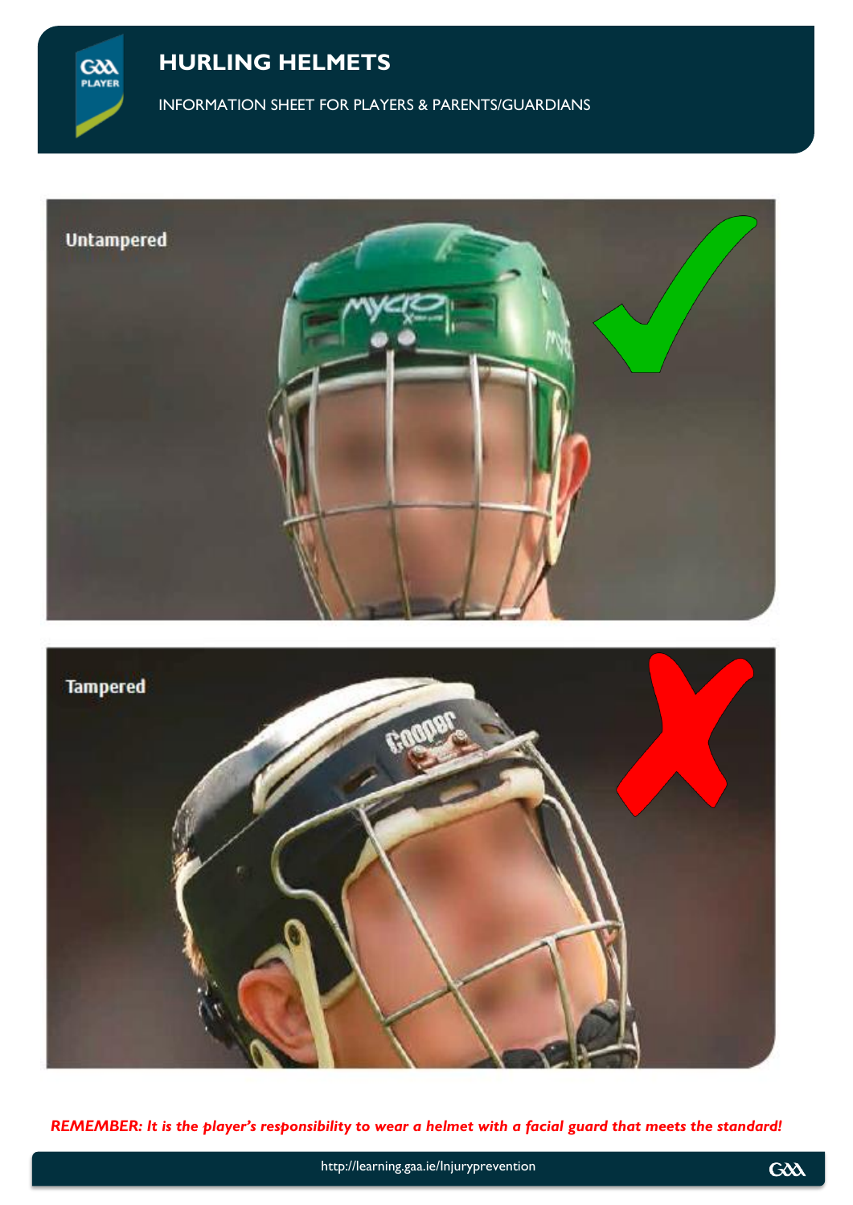# HURLING HELMETS

INFORMATION SHEET FOR PLAYERS & PARENTS/GUARDIANS

Untampered

Tampered

***REMEMBER: It is the player's responsibility to wear a helmet with a facial guard that meets the standard!***

http://learning.gaa.ie/Injuryprevention